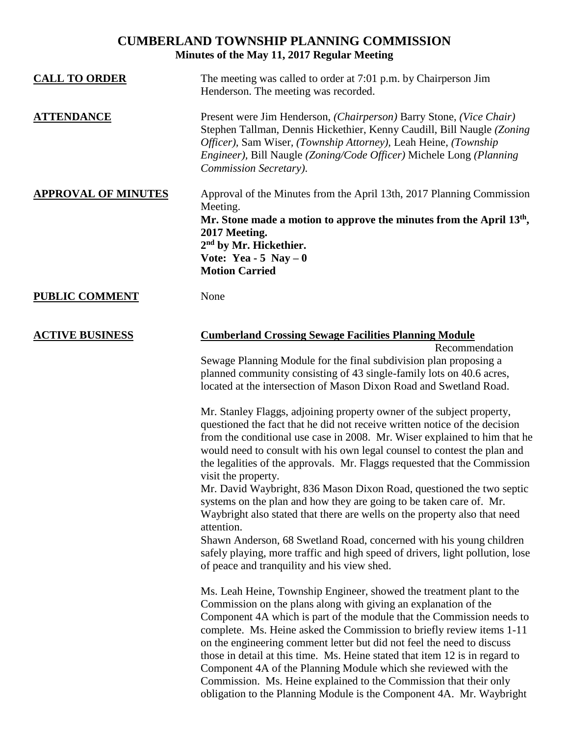# CUMBERLAND TOWNSHIP PLANNING COMMISSION

**Minutes of the May 11, 2017 Regular Meeting**

**CALL TO ORDER**

The meeting was called to order at 7:01 p.m. by Chairperson Jim Henderson. The meeting was recorded.

**ATTENDANCE**

Present were Jim Henderson, *(Chairperson)* Barry Stone, *(Vice Chair)* Stephen Tallman, Dennis Hickethier, Kenny Caudill, Bill Naugle *(Zoning Officer)*, Sam Wiser, *(Township Attorney)*, Leah Heine, *(Township Engineer)*, Bill Naugle *(Zoning/Code Officer)* Michele Long *(Planning Commission Secretary)*.

**APPROVAL OF MINUTES**

Approval of the Minutes from the April 13th, 2017 Planning Commission Meeting.

**Mr. Stone made a motion to approve the minutes from the April 13th, 2017 Meeting.**
**2nd by Mr. Hickethier.**
**Vote: Yea - 5 Nay – 0**
**Motion Carried**

**PUBLIC COMMENT**

None

**ACTIVE BUSINESS**

**Cumberland Crossing Sewage Facilities Planning Module**

Recommendation

Sewage Planning Module for the final subdivision plan proposing a planned community consisting of 43 single-family lots on 40.6 acres, located at the intersection of Mason Dixon Road and Swetland Road.

Mr. Stanley Flaggs, adjoining property owner of the subject property, questioned the fact that he did not receive written notice of the decision from the conditional use case in 2008. Mr. Wiser explained to him that he would need to consult with his own legal counsel to contest the plan and the legalities of the approvals. Mr. Flaggs requested that the Commission visit the property.

Mr. David Waybright, 836 Mason Dixon Road, questioned the two septic systems on the plan and how they are going to be taken care of. Mr. Waybright also stated that there are wells on the property also that need attention.

Shawn Anderson, 68 Swetland Road, concerned with his young children safely playing, more traffic and high speed of drivers, light pollution, lose of peace and tranquility and his view shed.

Ms. Leah Heine, Township Engineer, showed the treatment plant to the Commission on the plans along with giving an explanation of the Component 4A which is part of the module that the Commission needs to complete. Ms. Heine asked the Commission to briefly review items 1-11 on the engineering comment letter but did not feel the need to discuss those in detail at this time. Ms. Heine stated that item 12 is in regard to Component 4A of the Planning Module which she reviewed with the Commission. Ms. Heine explained to the Commission that their only obligation to the Planning Module is the Component 4A. Mr. Waybright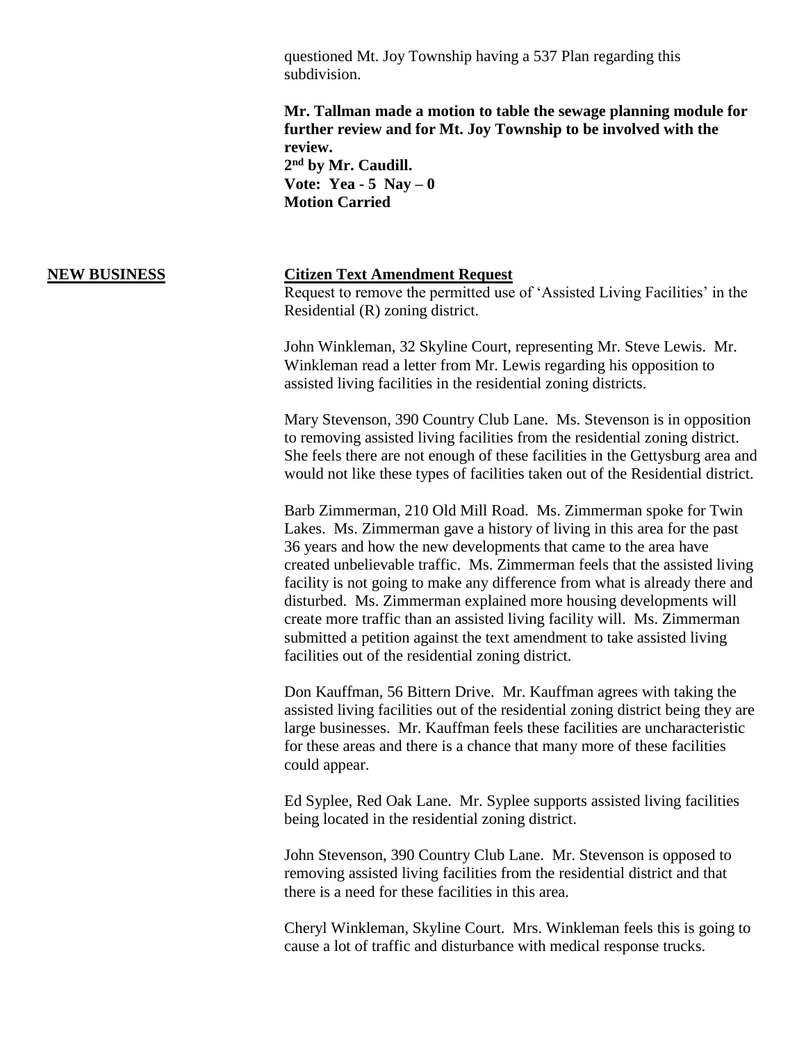questioned Mt. Joy Township having a 537 Plan regarding this subdivision.

**Mr. Tallman made a motion to table the sewage planning module for further review and for Mt. Joy Township to be involved with the review.**
**2nd by Mr. Caudill.**
**Vote: Yea - 5 Nay – 0**
**Motion Carried**

**NEW BUSINESS**

**Citizen Text Amendment Request**

Request to remove the permitted use of 'Assisted Living Facilities' in the Residential (R) zoning district.

John Winkleman, 32 Skyline Court, representing Mr. Steve Lewis. Mr. Winkleman read a letter from Mr. Lewis regarding his opposition to assisted living facilities in the residential zoning districts.

Mary Stevenson, 390 Country Club Lane. Ms. Stevenson is in opposition to removing assisted living facilities from the residential zoning district. She feels there are not enough of these facilities in the Gettysburg area and would not like these types of facilities taken out of the Residential district.

Barb Zimmerman, 210 Old Mill Road. Ms. Zimmerman spoke for Twin Lakes. Ms. Zimmerman gave a history of living in this area for the past 36 years and how the new developments that came to the area have created unbelievable traffic. Ms. Zimmerman feels that the assisted living facility is not going to make any difference from what is already there and disturbed. Ms. Zimmerman explained more housing developments will create more traffic than an assisted living facility will. Ms. Zimmerman submitted a petition against the text amendment to take assisted living facilities out of the residential zoning district.

Don Kauffman, 56 Bittern Drive. Mr. Kauffman agrees with taking the assisted living facilities out of the residential zoning district being they are large businesses. Mr. Kauffman feels these facilities are uncharacteristic for these areas and there is a chance that many more of these facilities could appear.

Ed Syplee, Red Oak Lane. Mr. Syplee supports assisted living facilities being located in the residential zoning district.

John Stevenson, 390 Country Club Lane. Mr. Stevenson is opposed to removing assisted living facilities from the residential district and that there is a need for these facilities in this area.

Cheryl Winkleman, Skyline Court. Mrs. Winkleman feels this is going to cause a lot of traffic and disturbance with medical response trucks.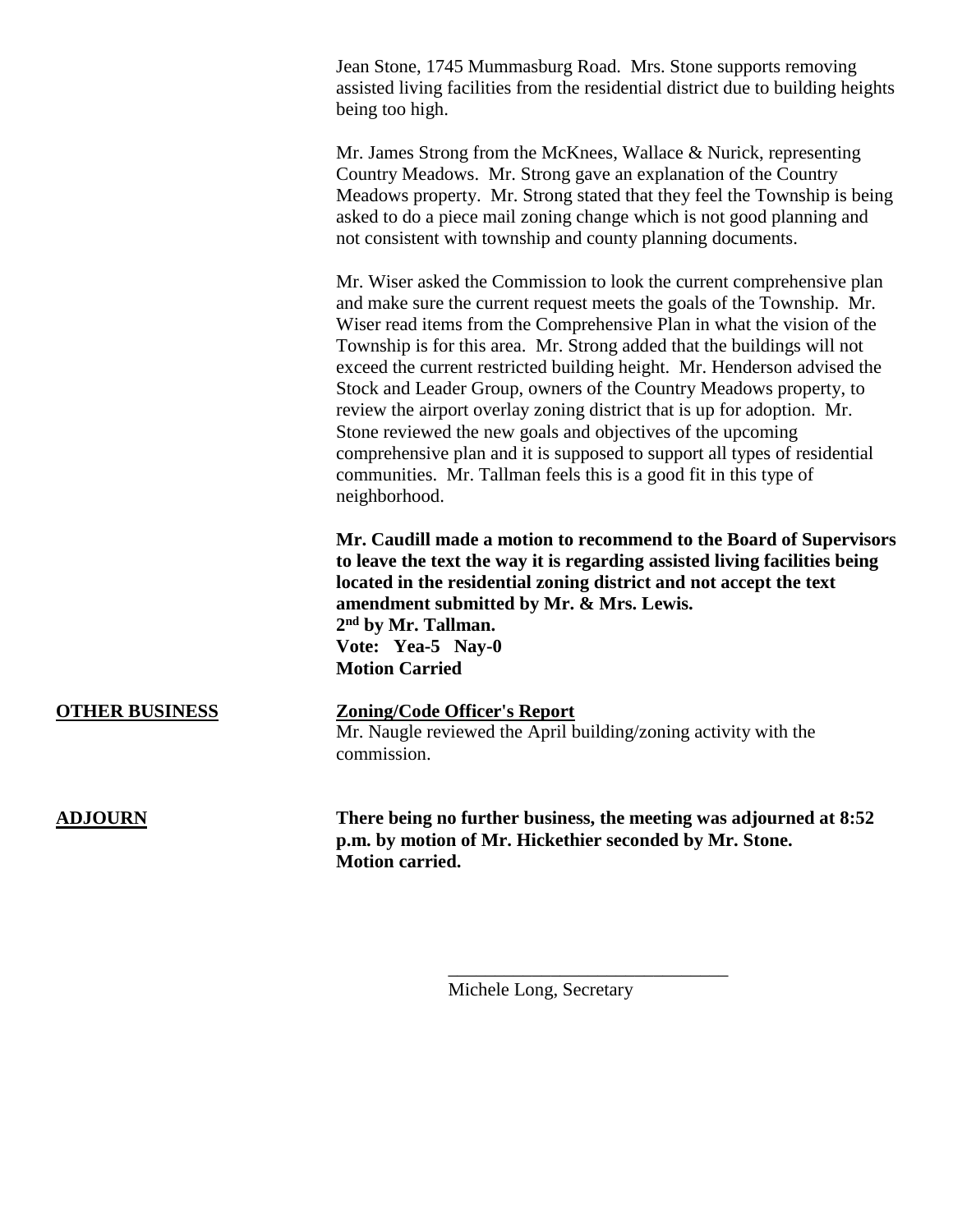Jean Stone, 1745 Mummasburg Road. Mrs. Stone supports removing assisted living facilities from the residential district due to building heights being too high.

Mr. James Strong from the McKnees, Wallace & Nurick, representing Country Meadows. Mr. Strong gave an explanation of the Country Meadows property. Mr. Strong stated that they feel the Township is being asked to do a piece mail zoning change which is not good planning and not consistent with township and county planning documents.

Mr. Wiser asked the Commission to look the current comprehensive plan and make sure the current request meets the goals of the Township. Mr. Wiser read items from the Comprehensive Plan in what the vision of the Township is for this area. Mr. Strong added that the buildings will not exceed the current restricted building height. Mr. Henderson advised the Stock and Leader Group, owners of the Country Meadows property, to review the airport overlay zoning district that is up for adoption. Mr. Stone reviewed the new goals and objectives of the upcoming comprehensive plan and it is supposed to support all types of residential communities. Mr. Tallman feels this is a good fit in this type of neighborhood.

**Mr. Caudill made a motion to recommend to the Board of Supervisors to leave the text the way it is regarding assisted living facilities being located in the residential zoning district and not accept the text amendment submitted by Mr. & Mrs. Lewis.**
**2nd by Mr. Tallman.**
**Vote: Yea-5 Nay-0**
**Motion Carried**

**OTHER BUSINESS**

**Zoning/Code Officer's Report**
Mr. Naugle reviewed the April building/zoning activity with the commission.

**ADJOURN**

**There being no further business, the meeting was adjourned at 8:52 p.m. by motion of Mr. Hickethier seconded by Mr. Stone. Motion carried.**

_______________________________
Michele Long, Secretary